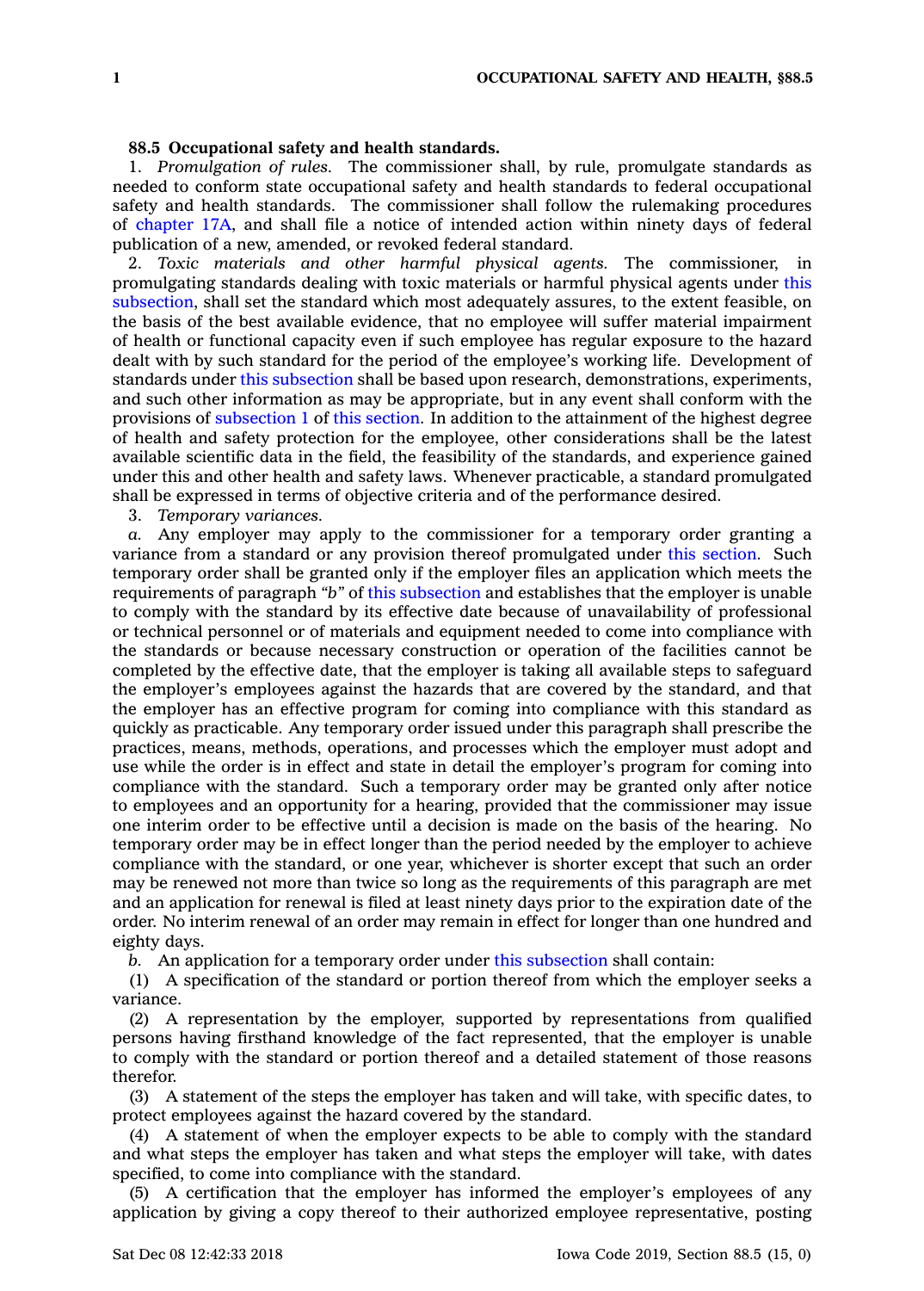**88.5 Occupational safety and health standards.**

1. *Promulgation of rules.* The commissioner shall, by rule, promulgate standards as needed to conform state occupational safety and health standards to federal occupational safety and health standards. The commissioner shall follow the rulemaking procedures of chapter 17A, and shall file a notice of intended action within ninety days of federal publication of a new, amended, or revoked federal standard.

2. *Toxic materials and other harmful physical agents.* The commissioner, in promulgating standards dealing with toxic materials or harmful physical agents under this subsection, shall set the standard which most adequately assures, to the extent feasible, on the basis of the best available evidence, that no employee will suffer material impairment of health or functional capacity even if such employee has regular exposure to the hazard dealt with by such standard for the period of the employee's working life. Development of standards under this subsection shall be based upon research, demonstrations, experiments, and such other information as may be appropriate, but in any event shall conform with the provisions of subsection 1 of this section. In addition to the attainment of the highest degree of health and safety protection for the employee, other considerations shall be the latest available scientific data in the field, the feasibility of the standards, and experience gained under this and other health and safety laws. Whenever practicable, a standard promulgated shall be expressed in terms of objective criteria and of the performance desired.

3. *Temporary variances.*

*a.* Any employer may apply to the commissioner for a temporary order granting a variance from a standard or any provision thereof promulgated under this section. Such temporary order shall be granted only if the employer files an application which meets the requirements of paragraph *"b"* of this subsection and establishes that the employer is unable to comply with the standard by its effective date because of unavailability of professional or technical personnel or of materials and equipment needed to come into compliance with the standards or because necessary construction or operation of the facilities cannot be completed by the effective date, that the employer is taking all available steps to safeguard the employer's employees against the hazards that are covered by the standard, and that the employer has an effective program for coming into compliance with this standard as quickly as practicable. Any temporary order issued under this paragraph shall prescribe the practices, means, methods, operations, and processes which the employer must adopt and use while the order is in effect and state in detail the employer's program for coming into compliance with the standard. Such a temporary order may be granted only after notice to employees and an opportunity for a hearing, provided that the commissioner may issue one interim order to be effective until a decision is made on the basis of the hearing. No temporary order may be in effect longer than the period needed by the employer to achieve compliance with the standard, or one year, whichever is shorter except that such an order may be renewed not more than twice so long as the requirements of this paragraph are met and an application for renewal is filed at least ninety days prior to the expiration date of the order. No interim renewal of an order may remain in effect for longer than one hundred and eighty days.

*b.* An application for a temporary order under this subsection shall contain:

(1) A specification of the standard or portion thereof from which the employer seeks a variance.

(2) A representation by the employer, supported by representations from qualified persons having firsthand knowledge of the fact represented, that the employer is unable to comply with the standard or portion thereof and a detailed statement of those reasons therefor.

(3) A statement of the steps the employer has taken and will take, with specific dates, to protect employees against the hazard covered by the standard.

(4) A statement of when the employer expects to be able to comply with the standard and what steps the employer has taken and what steps the employer will take, with dates specified, to come into compliance with the standard.

(5) A certification that the employer has informed the employer's employees of any application by giving a copy thereof to their authorized employee representative, posting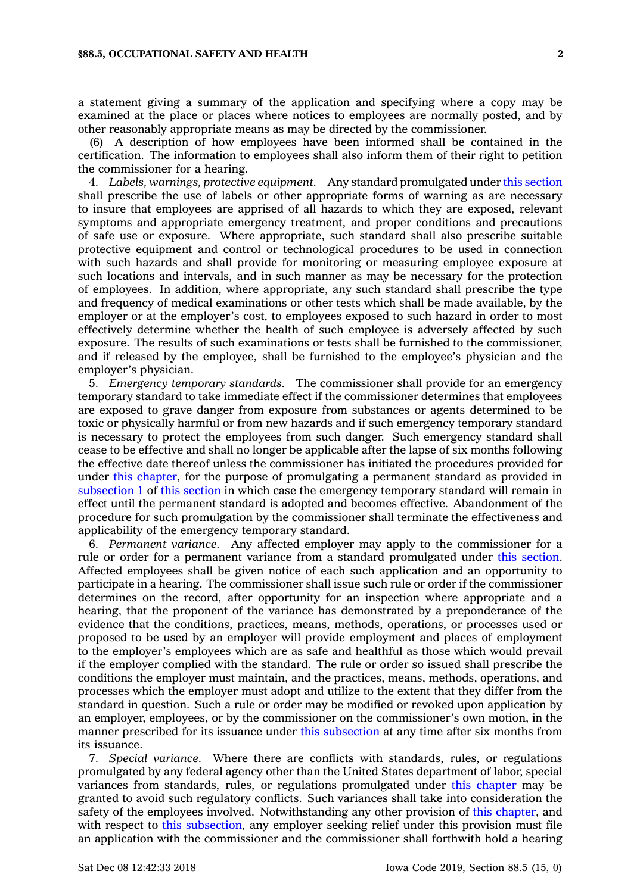a statement giving a summary of the application and specifying where a copy may be examined at the place or places where notices to employees are normally posted, and by other reasonably appropriate means as may be directed by the commissioner.

(6) A description of how employees have been informed shall be contained in the certification. The information to employees shall also inform them of their right to petition the commissioner for a hearing.

4. *Labels, warnings, protective equipment.* Any standard promulgated under this section shall prescribe the use of labels or other appropriate forms of warning as are necessary to insure that employees are apprised of all hazards to which they are exposed, relevant symptoms and appropriate emergency treatment, and proper conditions and precautions of safe use or exposure. Where appropriate, such standard shall also prescribe suitable protective equipment and control or technological procedures to be used in connection with such hazards and shall provide for monitoring or measuring employee exposure at such locations and intervals, and in such manner as may be necessary for the protection of employees. In addition, where appropriate, any such standard shall prescribe the type and frequency of medical examinations or other tests which shall be made available, by the employer or at the employer's cost, to employees exposed to such hazard in order to most effectively determine whether the health of such employee is adversely affected by such exposure. The results of such examinations or tests shall be furnished to the commissioner, and if released by the employee, shall be furnished to the employee's physician and the employer's physician.

5. *Emergency temporary standards.* The commissioner shall provide for an emergency temporary standard to take immediate effect if the commissioner determines that employees are exposed to grave danger from exposure from substances or agents determined to be toxic or physically harmful or from new hazards and if such emergency temporary standard is necessary to protect the employees from such danger. Such emergency standard shall cease to be effective and shall no longer be applicable after the lapse of six months following the effective date thereof unless the commissioner has initiated the procedures provided for under this chapter, for the purpose of promulgating a permanent standard as provided in subsection 1 of this section in which case the emergency temporary standard will remain in effect until the permanent standard is adopted and becomes effective. Abandonment of the procedure for such promulgation by the commissioner shall terminate the effectiveness and applicability of the emergency temporary standard.

6. *Permanent variance.* Any affected employer may apply to the commissioner for a rule or order for a permanent variance from a standard promulgated under this section. Affected employees shall be given notice of each such application and an opportunity to participate in a hearing. The commissioner shall issue such rule or order if the commissioner determines on the record, after opportunity for an inspection where appropriate and a hearing, that the proponent of the variance has demonstrated by a preponderance of the evidence that the conditions, practices, means, methods, operations, or processes used or proposed to be used by an employer will provide employment and places of employment to the employer's employees which are as safe and healthful as those which would prevail if the employer complied with the standard. The rule or order so issued shall prescribe the conditions the employer must maintain, and the practices, means, methods, operations, and processes which the employer must adopt and utilize to the extent that they differ from the standard in question. Such a rule or order may be modified or revoked upon application by an employer, employees, or by the commissioner on the commissioner's own motion, in the manner prescribed for its issuance under this subsection at any time after six months from its issuance.

7. *Special variance.* Where there are conflicts with standards, rules, or regulations promulgated by any federal agency other than the United States department of labor, special variances from standards, rules, or regulations promulgated under this chapter may be granted to avoid such regulatory conflicts. Such variances shall take into consideration the safety of the employees involved. Notwithstanding any other provision of this chapter, and with respect to this subsection, any employer seeking relief under this provision must file an application with the commissioner and the commissioner shall forthwith hold a hearing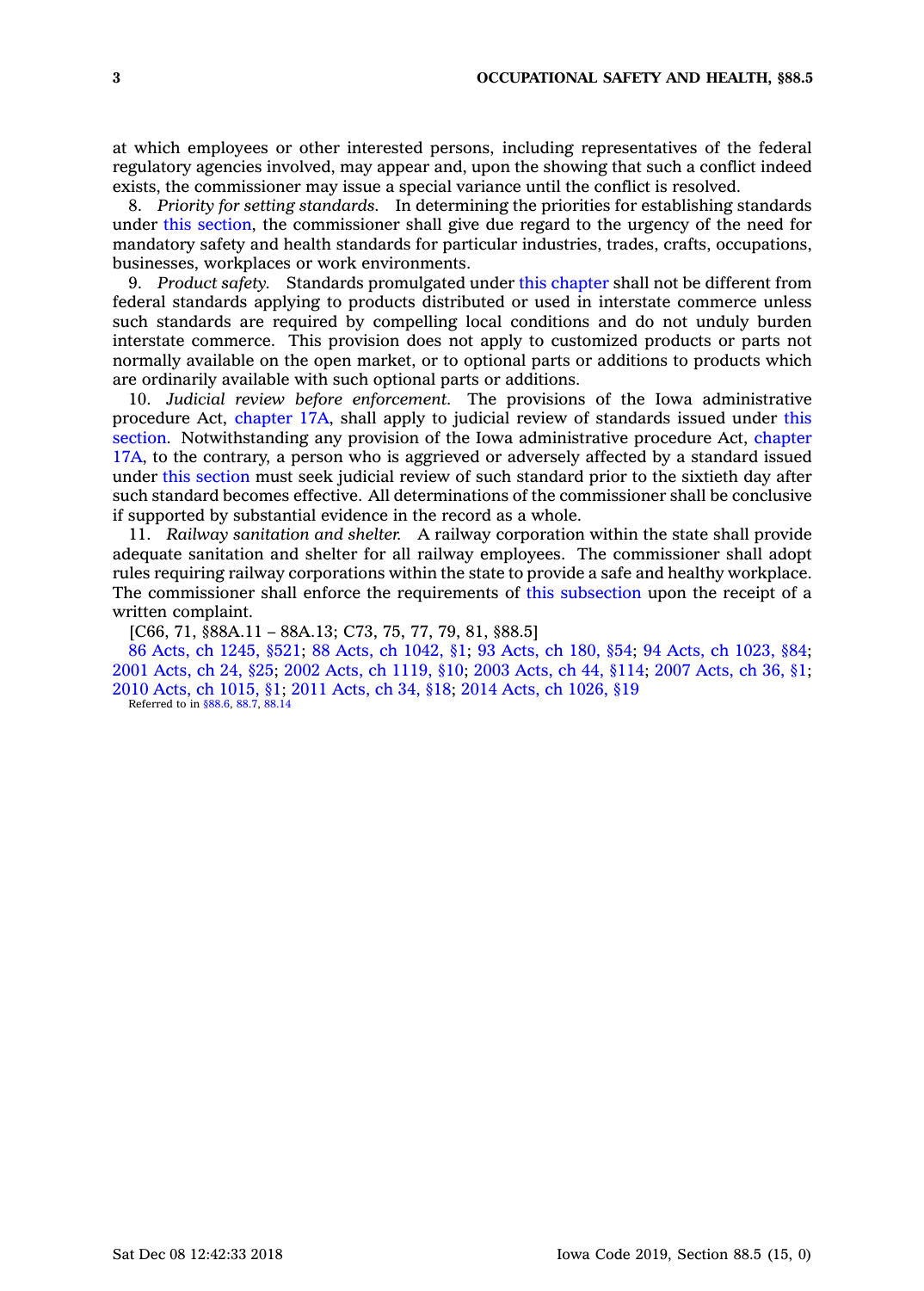at which employees or other interested persons, including representatives of the federal regulatory agencies involved, may appear and, upon the showing that such a conflict indeed exists, the commissioner may issue a special variance until the conflict is resolved.

8. *Priority for setting standards.* In determining the priorities for establishing standards under this section, the commissioner shall give due regard to the urgency of the need for mandatory safety and health standards for particular industries, trades, crafts, occupations, businesses, workplaces or work environments.

9. *Product safety.* Standards promulgated under this chapter shall not be different from federal standards applying to products distributed or used in interstate commerce unless such standards are required by compelling local conditions and do not unduly burden interstate commerce. This provision does not apply to customized products or parts not normally available on the open market, or to optional parts or additions to products which are ordinarily available with such optional parts or additions.

10. *Judicial review before enforcement.* The provisions of the Iowa administrative procedure Act, chapter 17A, shall apply to judicial review of standards issued under this section. Notwithstanding any provision of the Iowa administrative procedure Act, chapter 17A, to the contrary, a person who is aggrieved or adversely affected by a standard issued under this section must seek judicial review of such standard prior to the sixtieth day after such standard becomes effective. All determinations of the commissioner shall be conclusive if supported by substantial evidence in the record as a whole.

11. *Railway sanitation and shelter.* A railway corporation within the state shall provide adequate sanitation and shelter for all railway employees. The commissioner shall adopt rules requiring railway corporations within the state to provide a safe and healthy workplace. The commissioner shall enforce the requirements of this subsection upon the receipt of a written complaint.

[C66, 71, §88A.11 – 88A.13; C73, 75, 77, 79, 81, §88.5]

86 Acts, ch 1245, §521; 88 Acts, ch 1042, §1; 93 Acts, ch 180, §54; 94 Acts, ch 1023, §84; 2001 Acts, ch 24, §25; 2002 Acts, ch 1119, §10; 2003 Acts, ch 44, §114; 2007 Acts, ch 36, §1; 2010 Acts, ch 1015, §1; 2011 Acts, ch 34, §18; 2014 Acts, ch 1026, §19

Referred to in §88.6, 88.7, 88.14